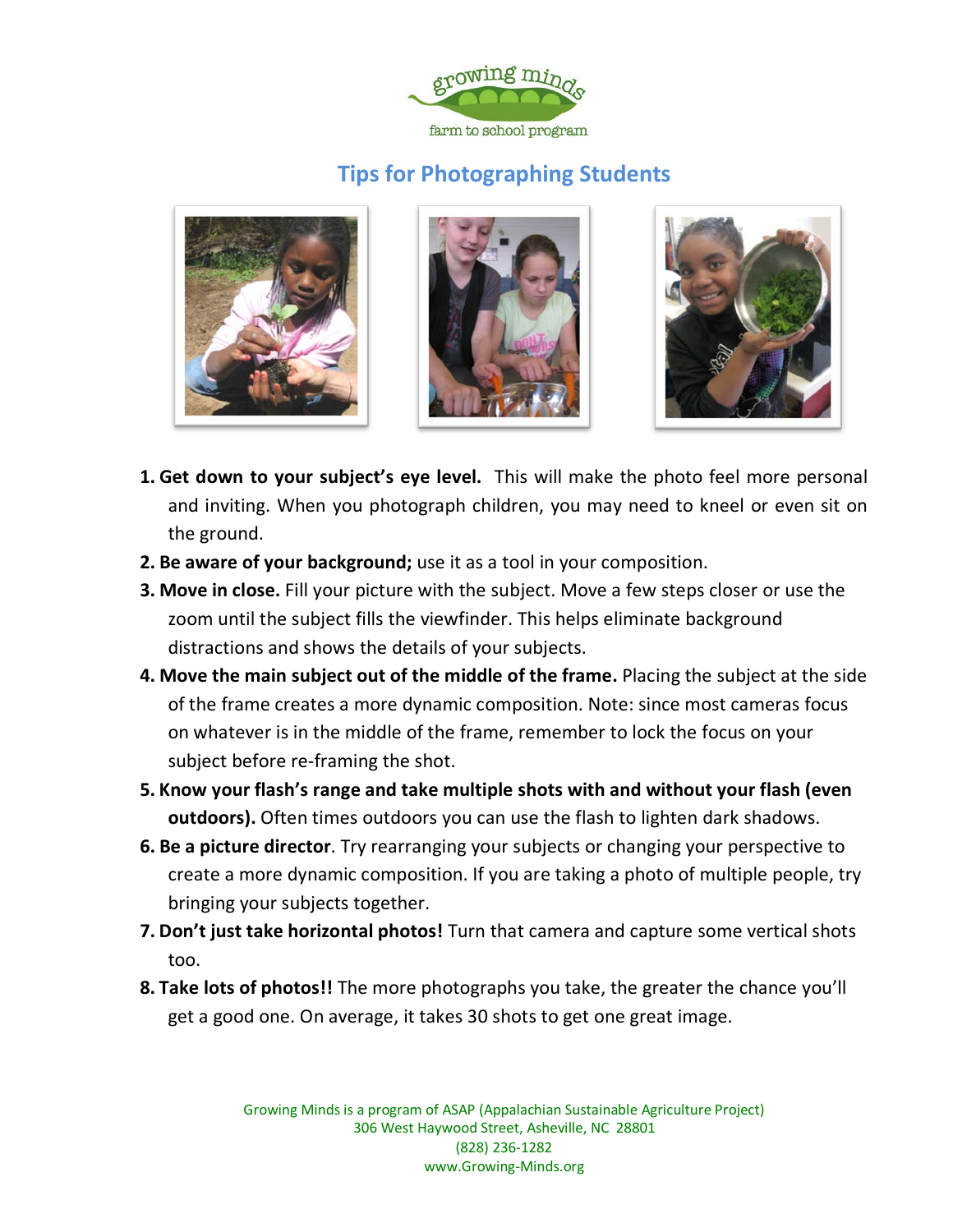growing minds
farm to school program

# Tips for Photographing Students

1. **Get down to your subject's eye level.** This will make the photo feel more personal and inviting. When you photograph children, you may need to kneel or even sit on the ground.
2. **Be aware of your background;** use it as a tool in your composition.
3. **Move in close.** Fill your picture with the subject. Move a few steps closer or use the zoom until the subject fills the viewfinder. This helps eliminate background distractions and shows the details of your subjects.
4. **Move the main subject out of the middle of the frame.** Placing the subject at the side of the frame creates a more dynamic composition. Note: since most cameras focus on whatever is in the middle of the frame, remember to lock the focus on your subject before re-framing the shot.
5. **Know your flash's range and take multiple shots with and without your flash (even outdoors).** Often times outdoors you can use the flash to lighten dark shadows.
6. **Be a picture director**. Try rearranging your subjects or changing your perspective to create a more dynamic composition. If you are taking a photo of multiple people, try bringing your subjects together.
7. **Don't just take horizontal photos!** Turn that camera and capture some vertical shots too.
8. **Take lots of photos!!** The more photographs you take, the greater the chance you'll get a good one. On average, it takes 30 shots to get one great image.

Growing Minds is a program of ASAP (Appalachian Sustainable Agriculture Project)
306 West Haywood Street, Asheville, NC 28801
(828) 236-1282
www.Growing-Minds.org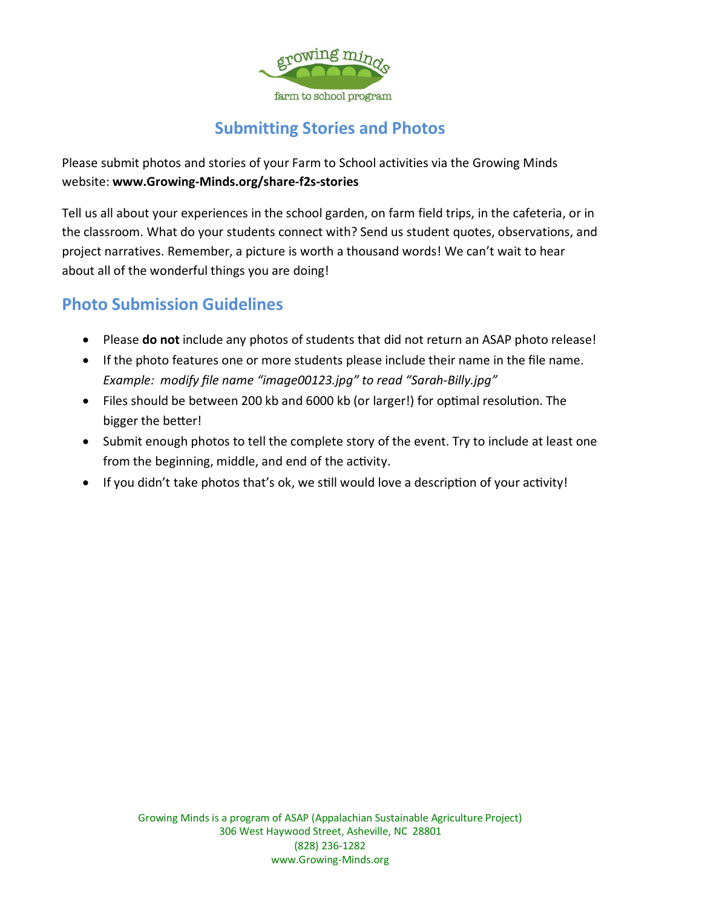# Submitting Stories and Photos

Please submit photos and stories of your Farm to School activities via the Growing Minds website: **www.Growing-Minds.org/share-f2s-stories**

Tell us all about your experiences in the school garden, on farm field trips, in the cafeteria, or in the classroom. What do your students connect with? Send us student quotes, observations, and project narratives. Remember, a picture is worth a thousand words! We can't wait to hear about all of the wonderful things you are doing!

## Photo Submission Guidelines

- Please **do not** include any photos of students that did not return an ASAP photo release!
- If the photo features one or more students please include their name in the file name. *Example: modify file name "image00123.jpg" to read "Sarah-Billy.jpg"*
- Files should be between 200 kb and 6000 kb (or larger!) for optimal resolution. The bigger the better!
- Submit enough photos to tell the complete story of the event. Try to include at least one from the beginning, middle, and end of the activity.
- If you didn't take photos that's ok, we still would love a description of your activity!

Growing Minds is a program of ASAP (Appalachian Sustainable Agriculture Project)
306 West Haywood Street, Asheville, NC 28801
(828) 236-1282
www.Growing-Minds.org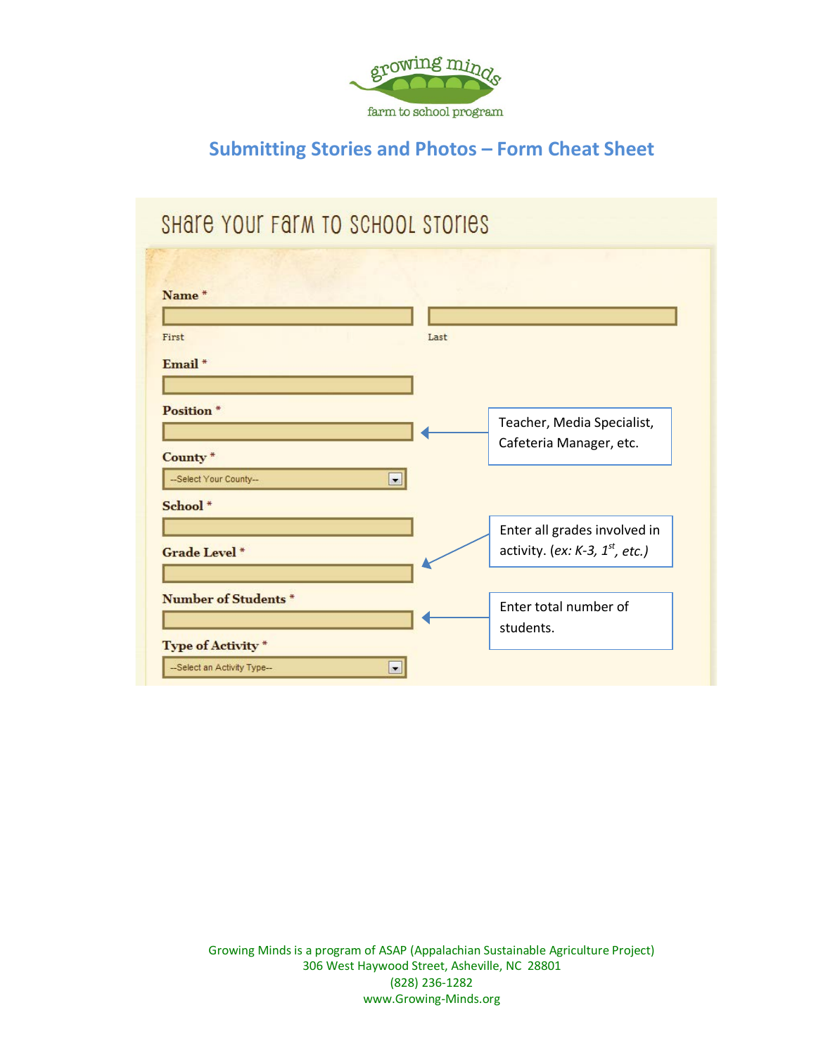growing minds

farm to school program

## Submitting Stories and Photos – Form Cheat Sheet

### Share Your Farm to School Stories

**Name** *

First

Last

**Email** *

**Position** *

Teacher, Media Specialist, Cafeteria Manager, etc.

**County** *

--Select Your County--

**School** *

**Grade Level** *

Enter all grades involved in activity. (*ex: K-3, 1st, etc.)*

**Number of Students** *

Enter total number of students.

**Type of Activity** *

--Select an Activity Type--

Growing Minds is a program of ASAP (Appalachian Sustainable Agriculture Project)
306 West Haywood Street, Asheville, NC 28801
(828) 236-1282
www.Growing-Minds.org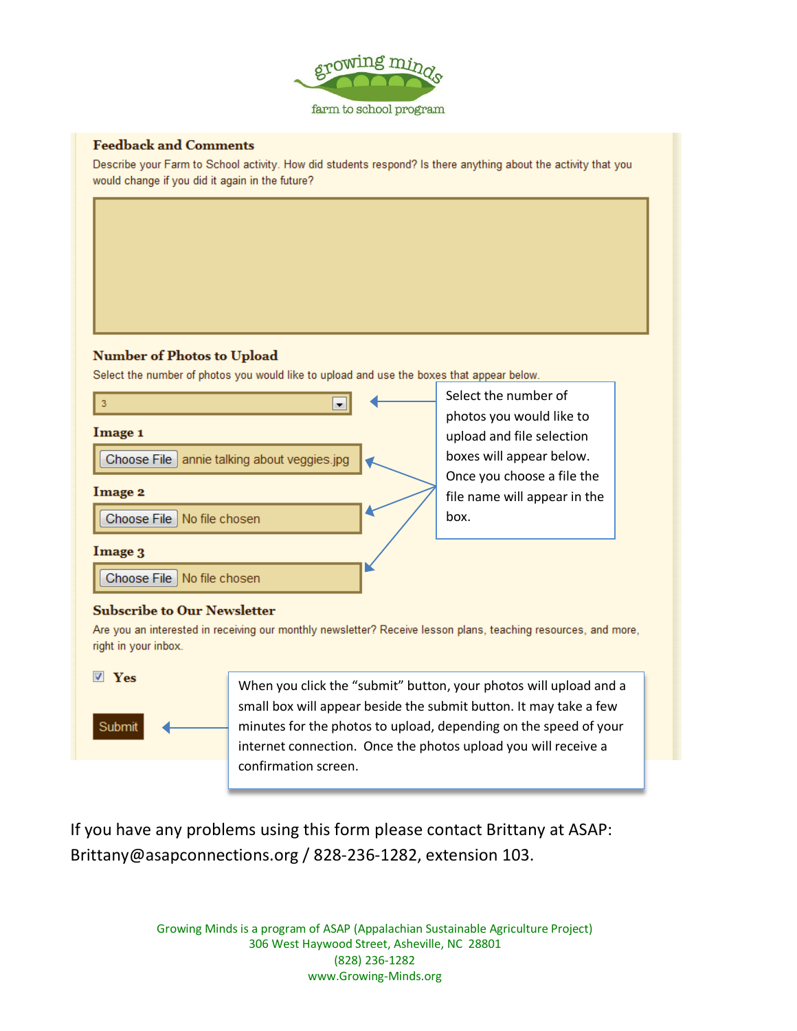growing minds
farm to school program

**Feedback and Comments**

Describe your Farm to School activity. How did students respond? Is there anything about the activity that you would change if you did it again in the future?

**Number of Photos to Upload**

Select the number of photos you would like to upload and use the boxes that appear below.

3

**Image 1**

Choose File annie talking about veggies.jpg

**Image 2**

Choose File No file chosen

**Image 3**

Choose File No file chosen

Select the number of photos you would like to upload and file selection boxes will appear below. Once you choose a file the file name will appear in the box.

**Subscribe to Our Newsletter**

Are you an interested in receiving our monthly newsletter? Receive lesson plans, teaching resources, and more, right in your inbox.

☑ Yes

Submit

When you click the "submit" button, your photos will upload and a small box will appear beside the submit button. It may take a few minutes for the photos to upload, depending on the speed of your internet connection. Once the photos upload you will receive a confirmation screen.

If you have any problems using this form please contact Brittany at ASAP: Brittany@asapconnections.org / 828-236-1282, extension 103.

Growing Minds is a program of ASAP (Appalachian Sustainable Agriculture Project)
306 West Haywood Street, Asheville, NC 28801
(828) 236-1282
www.Growing-Minds.org